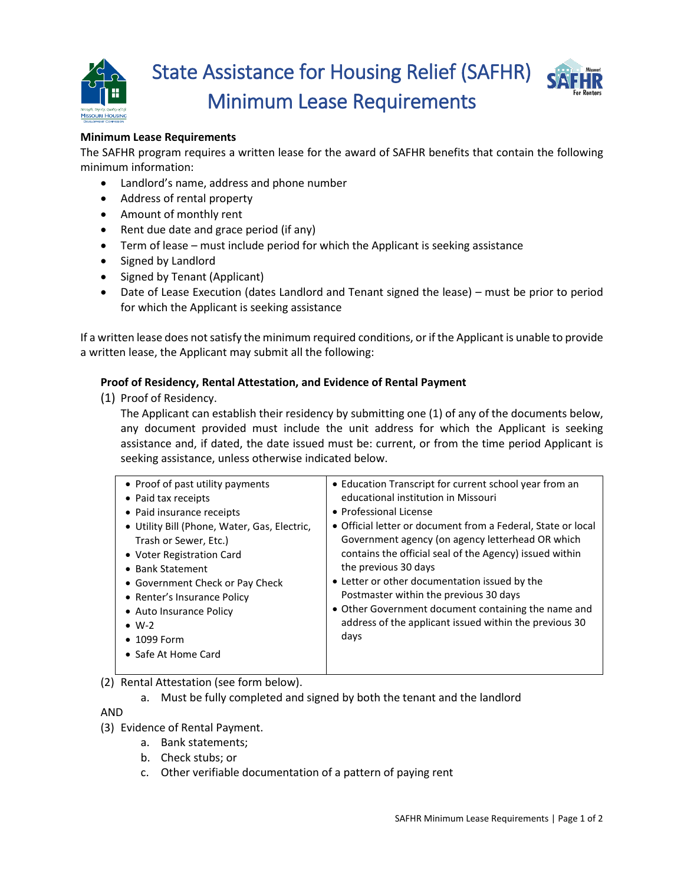# State Assistance for Housing Relief (SAFHR) Minimum Lease Requirements

**Minimum Lease Requirements**

The SAFHR program requires a written lease for the award of SAFHR benefits that contain the following minimum information:

- Landlord's name, address and phone number
- Address of rental property
- Amount of monthly rent
- Rent due date and grace period (if any)
- Term of lease – must include period for which the Applicant is seeking assistance
- Signed by Landlord
- Signed by Tenant (Applicant)
- Date of Lease Execution (dates Landlord and Tenant signed the lease) – must be prior to period for which the Applicant is seeking assistance

If a written lease does not satisfy the minimum required conditions, or if the Applicant is unable to provide a written lease, the Applicant may submit all the following:

**Proof of Residency, Rental Attestation, and Evidence of Rental Payment**

(1) Proof of Residency.

The Applicant can establish their residency by submitting one (1) of any of the documents below, any document provided must include the unit address for which the Applicant is seeking assistance and, if dated, the date issued must be: current, or from the time period Applicant is seeking assistance, unless otherwise indicated below.

| | |
|---|---|
| • Proof of past utility payments<br>• Paid tax receipts<br>• Paid insurance receipts<br>• Utility Bill (Phone, Water, Gas, Electric, Trash or Sewer, Etc.)<br>• Voter Registration Card<br>• Bank Statement<br>• Government Check or Pay Check<br>• Renter's Insurance Policy<br>• Auto Insurance Policy<br>• W-2<br>• 1099 Form<br>• Safe At Home Card | • Education Transcript for current school year from an educational institution in Missouri<br>• Professional License<br>• Official letter or document from a Federal, State or local Government agency (on agency letterhead OR which contains the official seal of the Agency) issued within the previous 30 days<br>• Letter or other documentation issued by the Postmaster within the previous 30 days<br>• Other Government document containing the name and address of the applicant issued within the previous 30 days |

(2) Rental Attestation (see form below).

   a. Must be fully completed and signed by both the tenant and the landlord

AND

(3) Evidence of Rental Payment.

   a. Bank statements;
   b. Check stubs; or
   c. Other verifiable documentation of a pattern of paying rent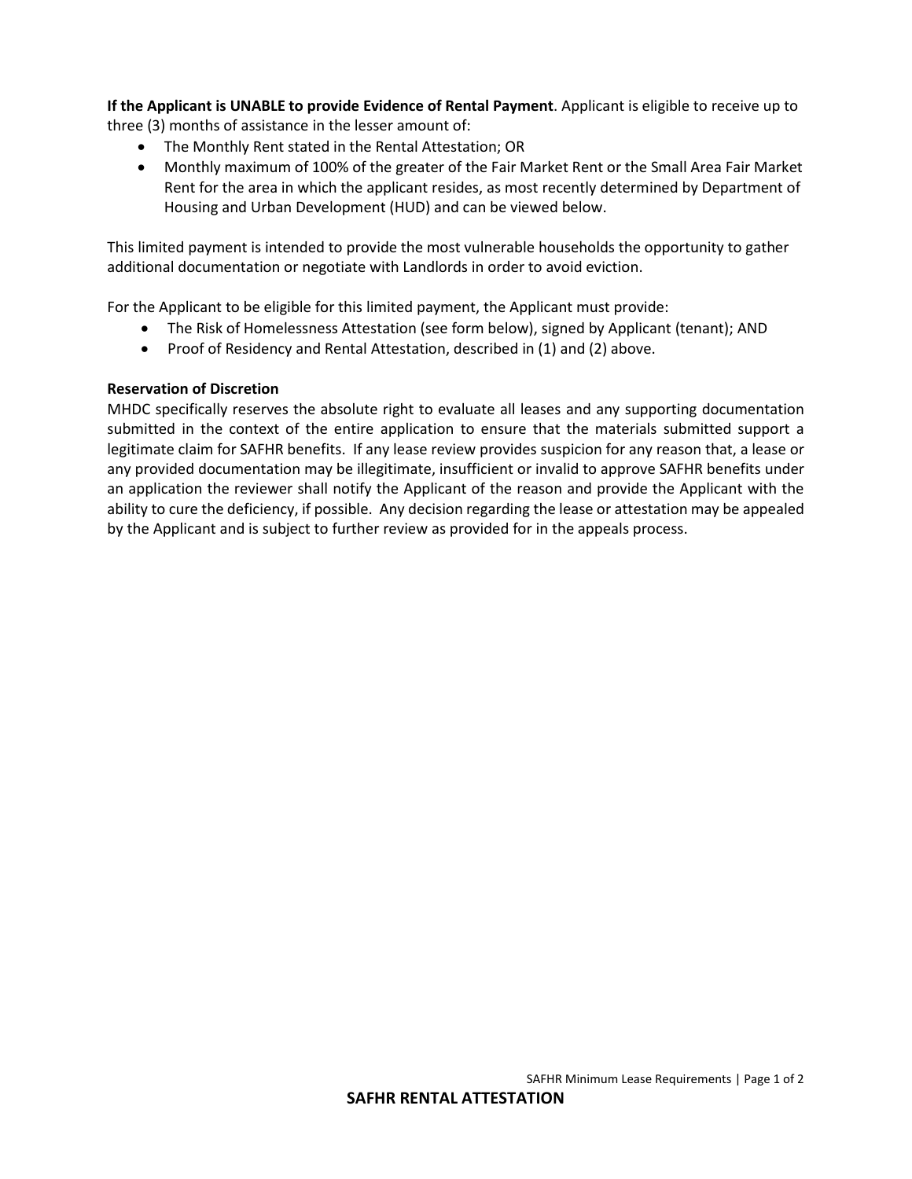**If the Applicant is UNABLE to provide Evidence of Rental Payment**. Applicant is eligible to receive up to three (3) months of assistance in the lesser amount of:

- The Monthly Rent stated in the Rental Attestation; OR
- Monthly maximum of 100% of the greater of the Fair Market Rent or the Small Area Fair Market Rent for the area in which the applicant resides, as most recently determined by Department of Housing and Urban Development (HUD) and can be viewed below.

This limited payment is intended to provide the most vulnerable households the opportunity to gather additional documentation or negotiate with Landlords in order to avoid eviction.

For the Applicant to be eligible for this limited payment, the Applicant must provide:

- The Risk of Homelessness Attestation (see form below), signed by Applicant (tenant); AND
- Proof of Residency and Rental Attestation, described in (1) and (2) above.

**Reservation of Discretion**

MHDC specifically reserves the absolute right to evaluate all leases and any supporting documentation submitted in the context of the entire application to ensure that the materials submitted support a legitimate claim for SAFHR benefits. If any lease review provides suspicion for any reason that, a lease or any provided documentation may be illegitimate, insufficient or invalid to approve SAFHR benefits under an application the reviewer shall notify the Applicant of the reason and provide the Applicant with the ability to cure the deficiency, if possible. Any decision regarding the lease or attestation may be appealed by the Applicant and is subject to further review as provided for in the appeals process.

## SAFHR RENTAL ATTESTATION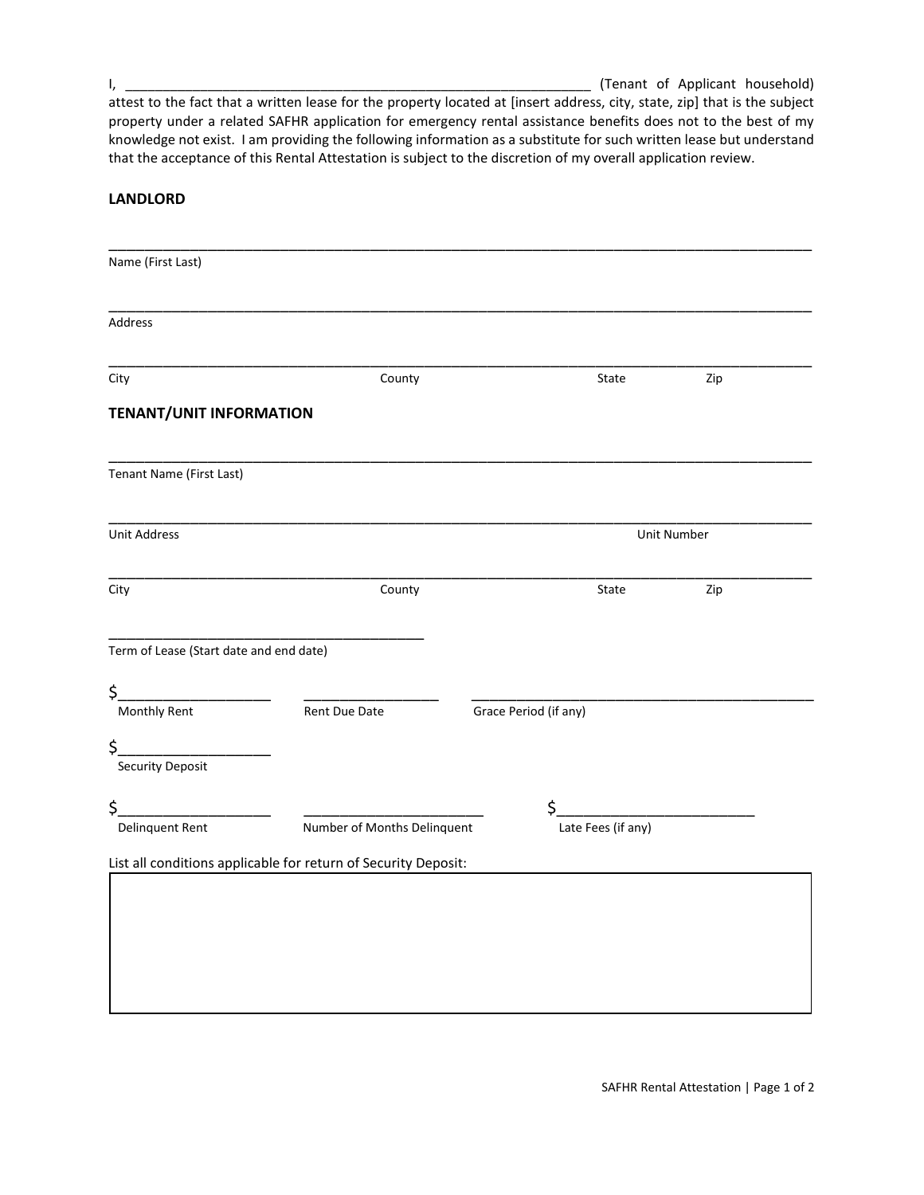I, ______________________________________________________________ (Tenant of Applicant household) attest to the fact that a written lease for the property located at [insert address, city, state, zip] that is the subject property under a related SAFHR application for emergency rental assistance benefits does not to the best of my knowledge not exist. I am providing the following information as a substitute for such written lease but understand that the acceptance of this Rental Attestation is subject to the discretion of my overall application review.

## LANDLORD

_______________________________________________________________________________________________
Name (First Last)

_______________________________________________________________________________________________
Address

_______________________________________________________________________________________________
City County State Zip

## TENANT/UNIT INFORMATION

_______________________________________________________________________________________________
Tenant Name (First Last)

_______________________________________________________________________________________________
Unit Address Unit Number

_______________________________________________________________________________________________
City County State Zip

____________________________________________
Term of Lease (Start date and end date)

$___________________ __________________ _______________________________________________
Monthly Rent Rent Due Date Grace Period (if any)

$___________________
Security Deposit

$___________________ ________________________ $__________________________
Delinquent Rent Number of Months Delinquent Late Fees (if any)

List all conditions applicable for return of Security Deposit:

| |
|---|
| |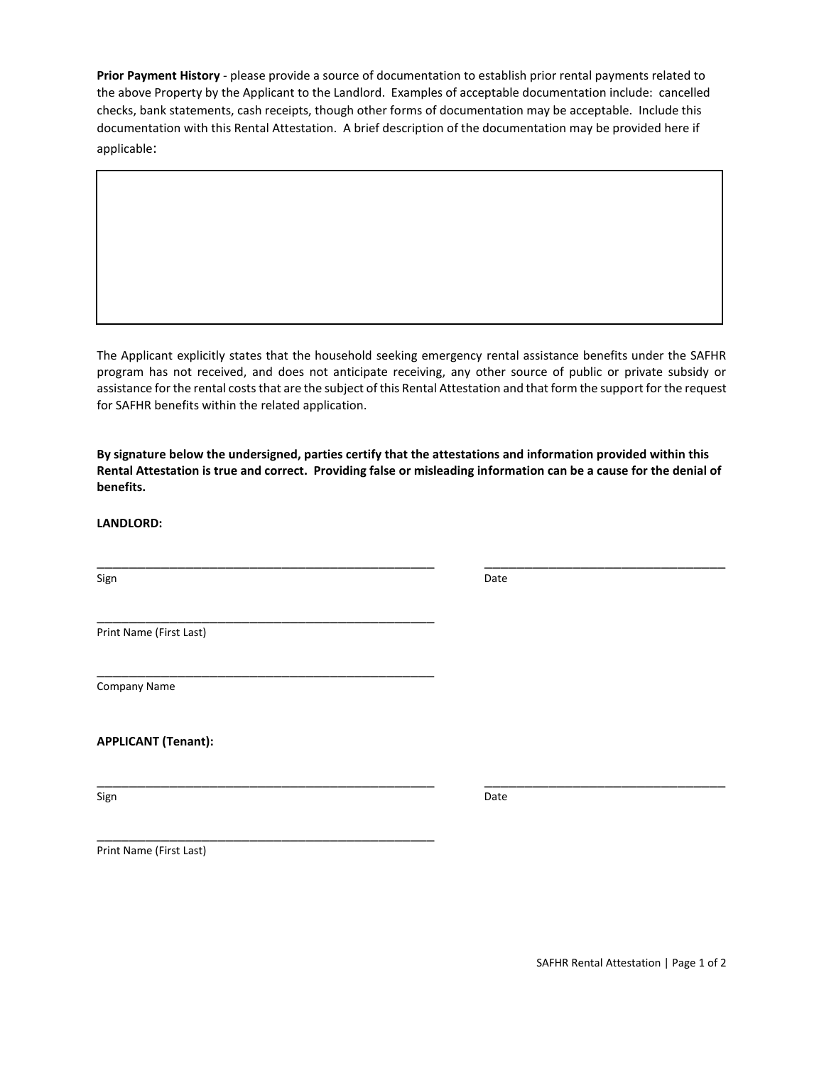**Prior Payment History** - please provide a source of documentation to establish prior rental payments related to the above Property by the Applicant to the Landlord. Examples of acceptable documentation include: cancelled checks, bank statements, cash receipts, though other forms of documentation may be acceptable. Include this documentation with this Rental Attestation. A brief description of the documentation may be provided here if applicable:

| |
|---|
| |

The Applicant explicitly states that the household seeking emergency rental assistance benefits under the SAFHR program has not received, and does not anticipate receiving, any other source of public or private subsidy or assistance for the rental costs that are the subject of this Rental Attestation and that form the support for the request for SAFHR benefits within the related application.

**By signature below the undersigned, parties certify that the attestations and information provided within this Rental Attestation is true and correct. Providing false or misleading information can be a cause for the denial of benefits.**

**LANDLORD:**

_______________________________________________ _______________________________________
Sign Date

_______________________________________________
Print Name (First Last)

_______________________________________________
Company Name

**APPLICANT (Tenant):**

_______________________________________________ _______________________________________
Sign Date

_______________________________________________
Print Name (First Last)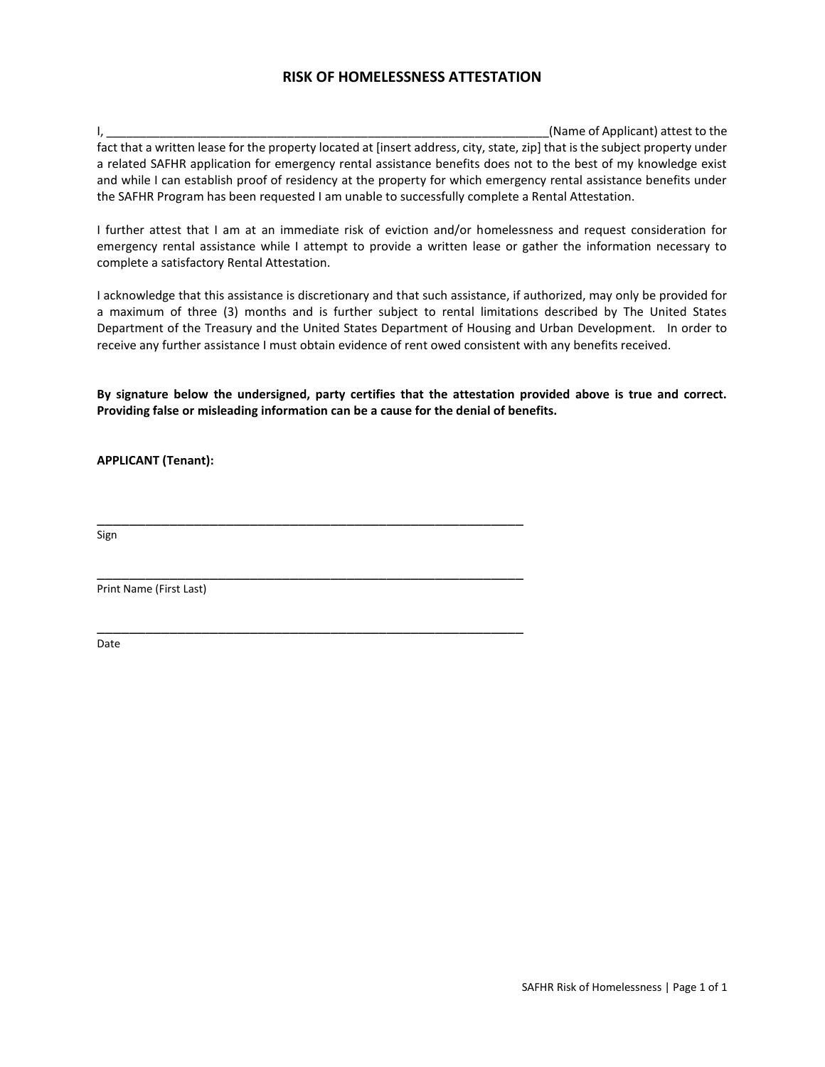# RISK OF HOMELESSNESS ATTESTATION

I, ____________________________________________________________________(Name of Applicant) attest to the fact that a written lease for the property located at [insert address, city, state, zip] that is the subject property under a related SAFHR application for emergency rental assistance benefits does not to the best of my knowledge exist and while I can establish proof of residency at the property for which emergency rental assistance benefits under the SAFHR Program has been requested I am unable to successfully complete a Rental Attestation.

I further attest that I am at an immediate risk of eviction and/or homelessness and request consideration for emergency rental assistance while I attempt to provide a written lease or gather the information necessary to complete a satisfactory Rental Attestation.

I acknowledge that this assistance is discretionary and that such assistance, if authorized, may only be provided for a maximum of three (3) months and is further subject to rental limitations described by The United States Department of the Treasury and the United States Department of Housing and Urban Development. In order to receive any further assistance I must obtain evidence of rent owed consistent with any benefits received.

**By signature below the undersigned, party certifies that the attestation provided above is true and correct. Providing false or misleading information can be a cause for the denial of benefits.**

**APPLICANT (Tenant):**

_________________________________________________________________
Sign

_________________________________________________________________
Print Name (First Last)

_________________________________________________________________
Date